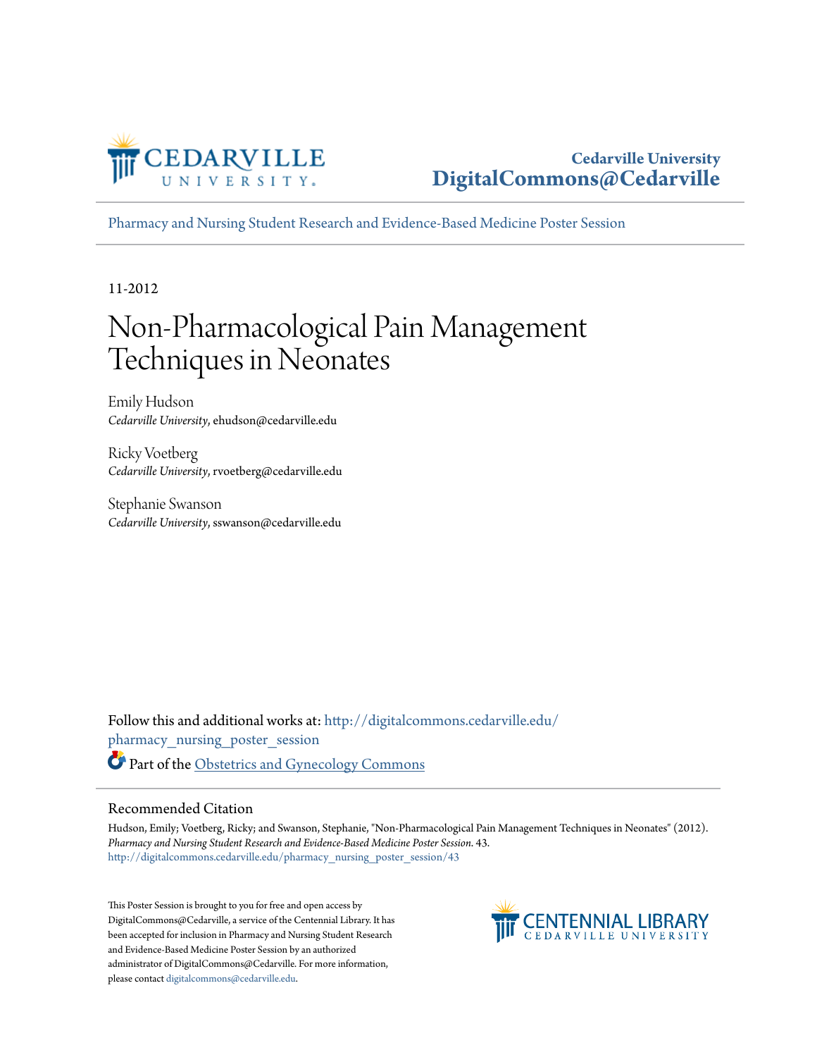Cedarville University
DigitalCommons@Cedarville

Pharmacy and Nursing Student Research and Evidence-Based Medicine Poster Session

11-2012

# Non-Pharmacological Pain Management Techniques in Neonates

Emily Hudson
*Cedarville University*, ehudson@cedarville.edu

Ricky Voetberg
*Cedarville University*, rvoetberg@cedarville.edu

Stephanie Swanson
*Cedarville University*, sswanson@cedarville.edu

Follow this and additional works at: http://digitalcommons.cedarville.edu/pharmacy_nursing_poster_session

Part of the Obstetrics and Gynecology Commons

## Recommended Citation

Hudson, Emily; Voetberg, Ricky; and Swanson, Stephanie, "Non-Pharmacological Pain Management Techniques in Neonates" (2012). *Pharmacy and Nursing Student Research and Evidence-Based Medicine Poster Session*. 43.
http://digitalcommons.cedarville.edu/pharmacy_nursing_poster_session/43

This Poster Session is brought to you for free and open access by DigitalCommons@Cedarville, a service of the Centennial Library. It has been accepted for inclusion in Pharmacy and Nursing Student Research and Evidence-Based Medicine Poster Session by an authorized administrator of DigitalCommons@Cedarville. For more information, please contact digitalcommons@cedarville.edu.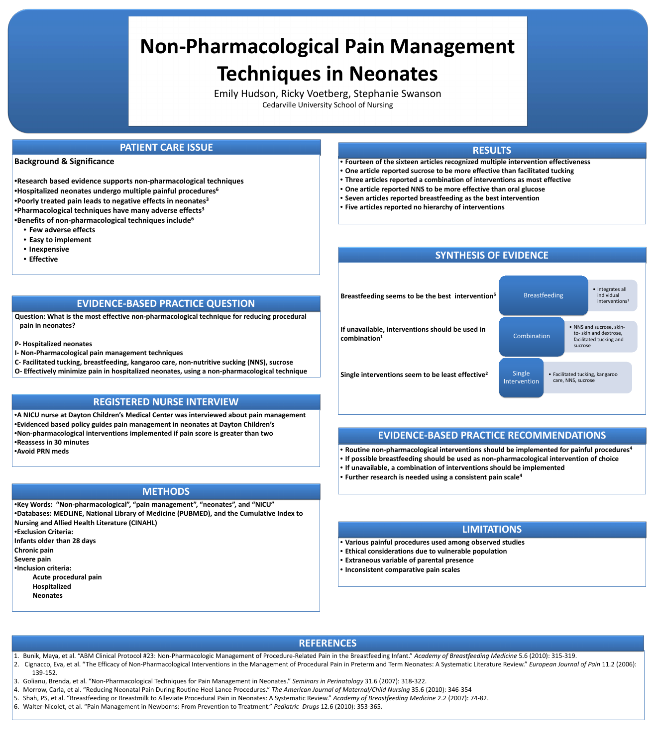# Non-Pharmacological Pain Management Techniques in Neonates

Emily Hudson, Ricky Voetberg, Stephanie Swanson

Cedarville University School of Nursing

## PATIENT CARE ISSUE

**Background & Significance**

- Research based evidence supports non-pharmacological techniques
- Hospitalized neonates undergo multiple painful procedures[6]
- Poorly treated pain leads to negative effects in neonates[3]
- Pharmacological techniques have many adverse effects[3]
- Benefits of non-pharmacological techniques include[6]
  - Few adverse effects
  - Easy to implement
  - Inexpensive
  - Effective

## EVIDENCE-BASED PRACTICE QUESTION

Question: What is the most effective non-pharmacological technique for reducing procedural pain in neonates?

P- Hospitalized neonates
I- Non-Pharmacological pain management techniques
C- Facilitated tucking, breastfeeding, kangaroo care, non-nutritive sucking (NNS), sucrose
O- Effectively minimize pain in hospitalized neonates, using a non-pharmacological technique

## REGISTERED NURSE INTERVIEW

- A NICU nurse at Dayton Children's Medical Center was interviewed about pain management
- Evidenced based policy guides pain management in neonates at Dayton Children's
- Non-pharmacological interventions implemented if pain score is greater than two
- Reassess in 30 minutes
- Avoid PRN meds

## METHODS

- Key Words: "Non-pharmacological", "pain management", "neonates", and "NICU"
- Databases: MEDLINE, National Library of Medicine (PUBMED), and the Cumulative Index to Nursing and Allied Health Literature (CINAHL)
- Exclusion Criteria:
  Infants older than 28 days
  Chronic pain
  Severe pain
- Inclusion criteria:
  - Acute procedural pain
  - Hospitalized
  - Neonates

## RESULTS

- Fourteen of the sixteen articles recognized multiple intervention effectiveness
- One article reported sucrose to be more effective than facilitated tucking
- Three articles reported a combination of interventions as most effective
- One article reported NNS to be more effective than oral glucose
- Seven articles reported breastfeeding as the best intervention
- Five articles reported no hierarchy of interventions

## SYNTHESIS OF EVIDENCE

Breastfeeding seems to be the best intervention[5]

Breastfeeding
- Integrates all individual interventions[1]

If unavailable, interventions should be used in combination[1]

Combination
- NNS and sucrose, skin-to- skin and dextrose, facilitated tucking and sucrose

Single interventions seem to be least effective[2]

Single Intervention
- Facilitated tucking, kangaroo care, NNS, sucrose

## EVIDENCE-BASED PRACTICE RECOMMENDATIONS

- Routine non-pharmacological interventions should be implemented for painful procedures[4]
- If possible breastfeeding should be used as non-pharmacological intervention of choice
- If unavailable, a combination of interventions should be implemented
- Further research is needed using a consistent pain scale[4]

## LIMITATIONS

- Various painful procedures used among observed studies
- Ethical considerations due to vulnerable population
- Extraneous variable of parental presence
- Inconsistent comparative pain scales

## REFERENCES

1. Bunik, Maya, et al. "ABM Clinical Protocol #23: Non-Pharmacologic Management of Procedure-Related Pain in the Breastfeeding Infant." *Academy of Breastfeeding Medicine* 5.6 (2010): 315-319.
2. Cignacco, Eva, et al. "The Efficacy of Non-Pharmacological Interventions in the Management of Procedural Pain in Preterm and Term Neonates: A Systematic Literature Review." *European Journal of Pain* 11.2 (2006): 139-152.
3. Golianu, Brenda, et al. "Non-Pharmacological Techniques for Pain Management in Neonates." *Seminars in Perinatology* 31.6 (2007): 318-322.
4. Morrow, Carla, et al. "Reducing Neonatal Pain During Routine Heel Lance Procedures." *The American Journal of Maternal/Child Nursing* 35.6 (2010): 346-354
5. Shah, PS, et al. "Breastfeeding or Breastmilk to Alleviate Procedural Pain in Neonates: A Systematic Review." *Academy of Breastfeeding Medicine* 2.2 (2007): 74-82.
6. Walter-Nicolet, et al. "Pain Management in Newborns: From Prevention to Treatment." *Pediatric Drugs* 12.6 (2010): 353-365.